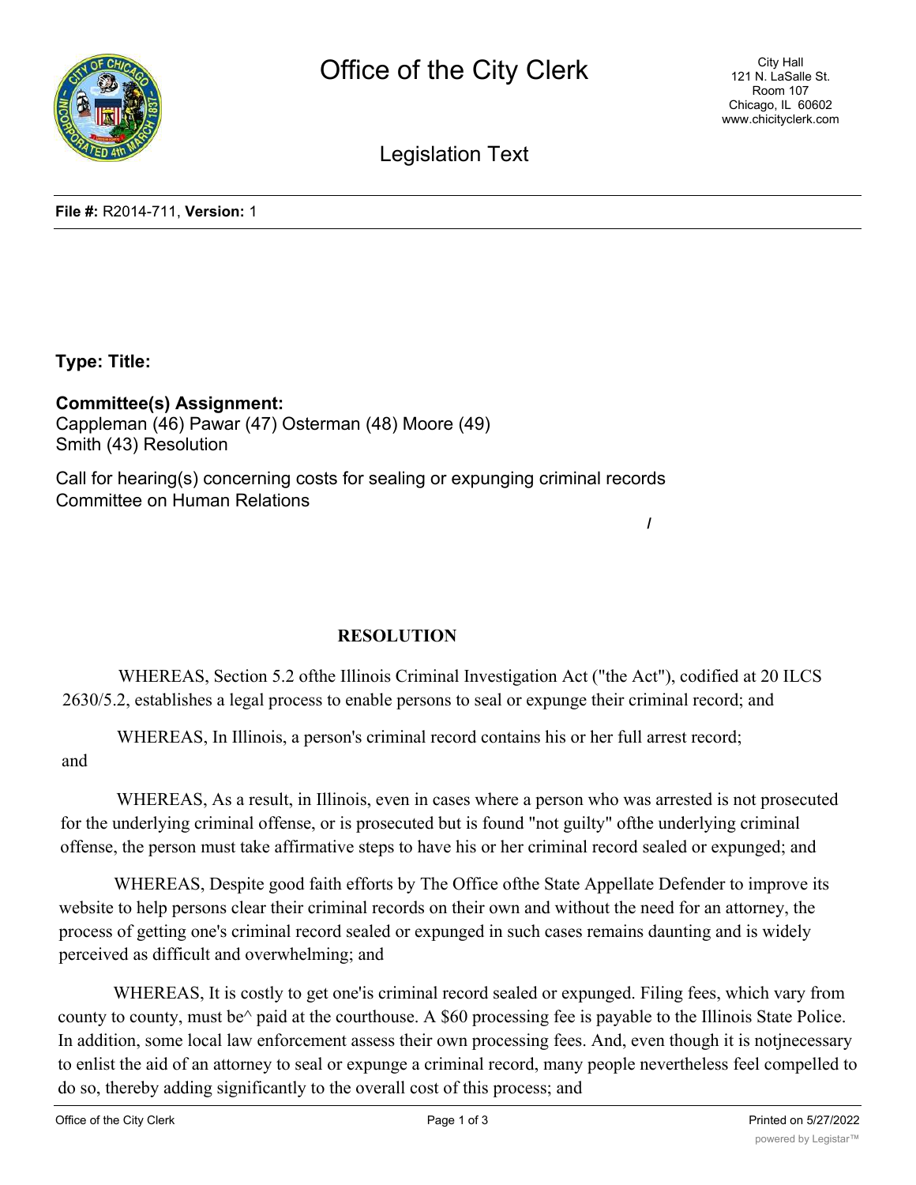# Office of the City Clerk

City Hall
121 N. LaSalle St.
Room 107
Chicago, IL 60602
www.chicityclerk.com

## Legislation Text

**File #:** R2014-711, **Version:** 1

**Type: Title:**

**Committee(s) Assignment:**
Cappleman (46) Pawar (47) Osterman (48) Moore (49)
Smith (43) Resolution

Call for hearing(s) concerning costs for sealing or expunging criminal records
Committee on Human Relations

/

**RESOLUTION**

WHEREAS, Section 5.2 ofthe Illinois Criminal Investigation Act ("the Act"), codified at 20 ILCS 2630/5.2, establishes a legal process to enable persons to seal or expunge their criminal record; and

WHEREAS, In Illinois, a person's criminal record contains his or her full arrest record; and

WHEREAS, As a result, in Illinois, even in cases where a person who was arrested is not prosecuted for the underlying criminal offense, or is prosecuted but is found "not guilty" ofthe underlying criminal offense, the person must take affirmative steps to have his or her criminal record sealed or expunged; and

WHEREAS, Despite good faith efforts by The Office ofthe State Appellate Defender to improve its website to help persons clear their criminal records on their own and without the need for an attorney, the process of getting one's criminal record sealed or expunged in such cases remains daunting and is widely perceived as difficult and overwhelming; and

WHEREAS, It is costly to get one'is criminal record sealed or expunged. Filing fees, which vary from county to county, must be^ paid at the courthouse. A $60 processing fee is payable to the Illinois State Police. In addition, some local law enforcement assess their own processing fees. And, even though it is notjnecessary to enlist the aid of an attorney to seal or expunge a criminal record, many people nevertheless feel compelled to do so, thereby adding significantly to the overall cost of this process; and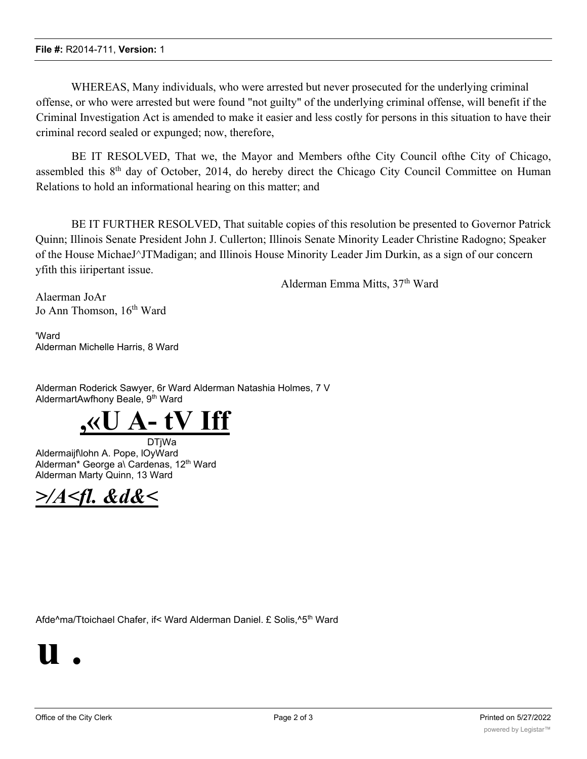WHEREAS, Many individuals, who were arrested but never prosecuted for the underlying criminal offense, or who were arrested but were found "not guilty" of the underlying criminal offense, will benefit if the Criminal Investigation Act is amended to make it easier and less costly for persons in this situation to have their criminal record sealed or expunged; now, therefore,

BE IT RESOLVED, That we, the Mayor and Members ofthe City Council ofthe City of Chicago, assembled this 8th day of October, 2014, do hereby direct the Chicago City Council Committee on Human Relations to hold an informational hearing on this matter; and

BE IT FURTHER RESOLVED, That suitable copies of this resolution be presented to Governor Patrick Quinn; Illinois Senate President John J. Cullerton; Illinois Senate Minority Leader Christine Radogno; Speaker of the House MichaeJ^JTMadigan; and Illinois House Minority Leader Jim Durkin, as a sign of our concern yfith this iiripertant issue.

Alderman Emma Mitts, 37th Ward

Alaerman JoAr
Jo Ann Thomson, 16th Ward

'Ward
Alderman Michelle Harris, 8 Ward

Alderman Roderick Sawyer, 6r Ward Alderman Natashia Holmes, 7 V
AldermartAwfhony Beale, 9th Ward

**,«U A- tV Iff**

DTjWa
Aldermaijf\lohn A. Pope, lOyWard
Alderman* George a\ Cardenas, 12th Ward
Alderman Marty Quinn, 13 Ward

***>/A<fl. &d&<***

Afde^ma/Ttoichael Chafer, if< Ward Alderman Daniel. £ Solis,^5th Ward

**u .**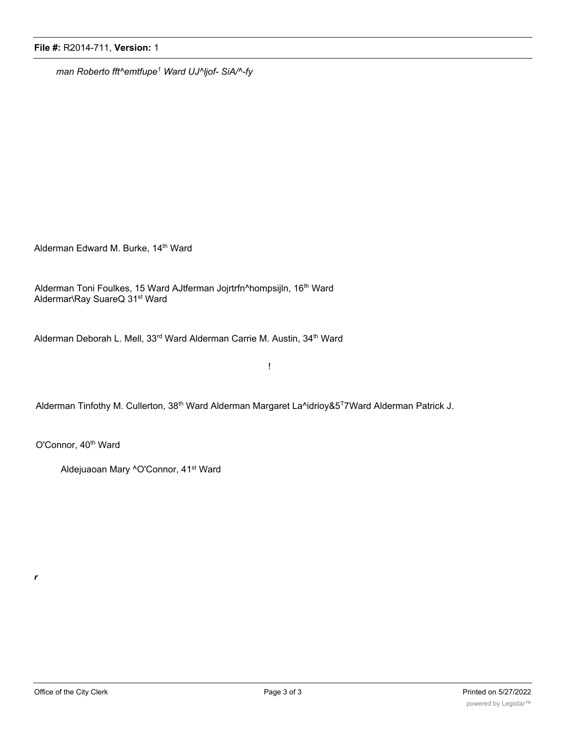*man Roberto fft^emtfupe[1] Ward UJ^ljof- SiA/^-fy*

Alderman Edward M. Burke, 14th Ward

Alderman Toni Foulkes, 15 Ward AJtferman Jojrtrfn^hompsijln, 16th Ward
Aldermar\Ray SuareQ 31st Ward

Alderman Deborah L. Mell, 33rd Ward Alderman Carrie M. Austin, 34th Ward

!

Alderman Tinfothy M. Cullerton, 38th Ward Alderman Margaret La^idrioy&5T7Ward Alderman Patrick J.

O'Connor, 40th Ward

Aldejuaoan Mary ^O'Connor, 41st Ward

*r*